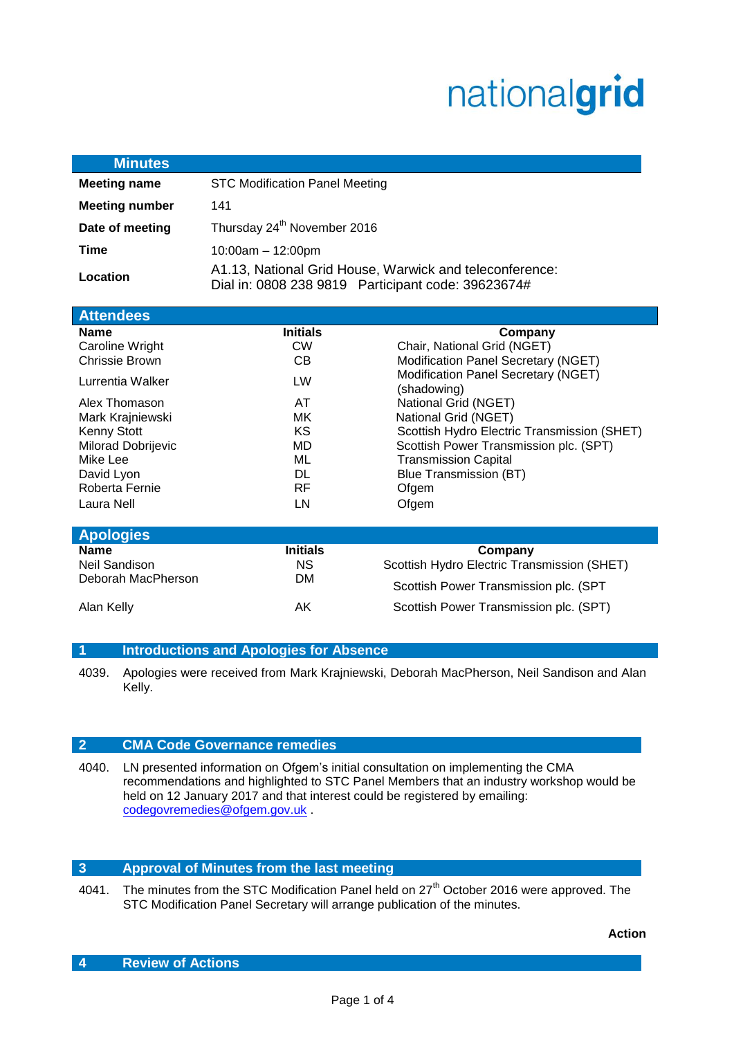nationalgrid

## Minutes

| | |
|---|---|
| **Meeting name** | STC Modification Panel Meeting |
| **Meeting number** | 141 |
| **Date of meeting** | Thursday 24th November 2016 |
| **Time** | 10:00am – 12:00pm |
| **Location** | A1.13, National Grid House, Warwick and teleconference: Dial in: 0808 238 9819 Participant code: 39623674# |

## Attendees

| Name | Initials | Company |
|---|---|---|
| Caroline Wright | CW | Chair, National Grid (NGET) |
| Chrissie Brown | CB | Modification Panel Secretary (NGET) |
| Lurrentia Walker | LW | Modification Panel Secretary (NGET) (shadowing) |
| Alex Thomason | AT | National Grid (NGET) |
| Mark Krajniewski | MK | National Grid (NGET) |
| Kenny Stott | KS | Scottish Hydro Electric Transmission (SHET) |
| Milorad Dobrijevic | MD | Scottish Power Transmission plc. (SPT) |
| Mike Lee | ML | Transmission Capital |
| David Lyon | DL | Blue Transmission (BT) |
| Roberta Fernie | RF | Ofgem |
| Laura Nell | LN | Ofgem |

## Apologies

| Name | Initials | Company |
|---|---|---|
| Neil Sandison | NS | Scottish Hydro Electric Transmission (SHET) |
| Deborah MacPherson | DM | Scottish Power Transmission plc. (SPT |
| Alan Kelly | AK | Scottish Power Transmission plc. (SPT) |

## 1 Introductions and Apologies for Absence

4039. Apologies were received from Mark Krajniewski, Deborah MacPherson, Neil Sandison and Alan Kelly.

## 2 CMA Code Governance remedies

4040. LN presented information on Ofgem's initial consultation on implementing the CMA recommendations and highlighted to STC Panel Members that an industry workshop would be held on 12 January 2017 and that interest could be registered by emailing: codegovremedies@ofgem.gov.uk .

## 3 Approval of Minutes from the last meeting

4041. The minutes from the STC Modification Panel held on 27th October 2016 were approved. The STC Modification Panel Secretary will arrange publication of the minutes.

**Action**

## 4 Review of Actions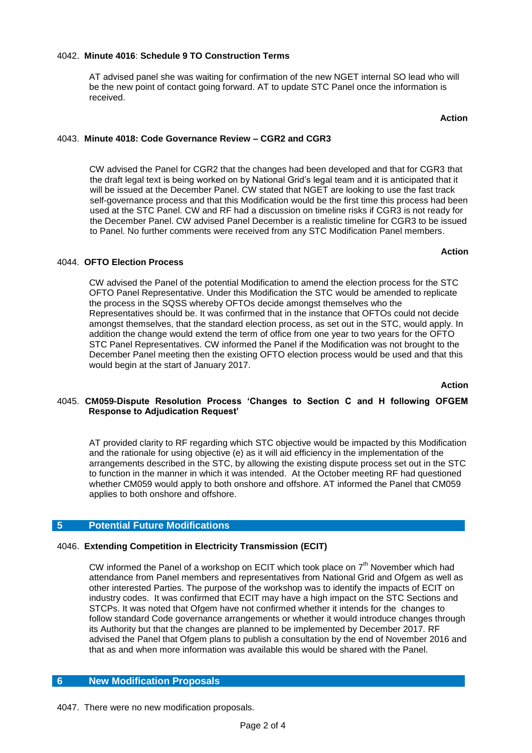4042. **Minute 4016**: **Schedule 9 TO Construction Terms**

AT advised panel she was waiting for confirmation of the new NGET internal SO lead who will be the new point of contact going forward. AT to update STC Panel once the information is received.

**Action**

4043. **Minute 4018: Code Governance Review – CGR2 and CGR3**

CW advised the Panel for CGR2 that the changes had been developed and that for CGR3 that the draft legal text is being worked on by National Grid's legal team and it is anticipated that it will be issued at the December Panel. CW stated that NGET are looking to use the fast track self-governance process and that this Modification would be the first time this process had been used at the STC Panel. CW and RF had a discussion on timeline risks if CGR3 is not ready for the December Panel. CW advised Panel December is a realistic timeline for CGR3 to be issued to Panel. No further comments were received from any STC Modification Panel members.

**Action**

4044. **OFTO Election Process**

CW advised the Panel of the potential Modification to amend the election process for the STC OFTO Panel Representative. Under this Modification the STC would be amended to replicate the process in the SQSS whereby OFTOs decide amongst themselves who the Representatives should be. It was confirmed that in the instance that OFTOs could not decide amongst themselves, that the standard election process, as set out in the STC, would apply. In addition the change would extend the term of office from one year to two years for the OFTO STC Panel Representatives. CW informed the Panel if the Modification was not brought to the December Panel meeting then the existing OFTO election process would be used and that this would begin at the start of January 2017.

**Action**

4045. **CM059-Dispute Resolution Process 'Changes to Section C and H following OFGEM Response to Adjudication Request'**

AT provided clarity to RF regarding which STC objective would be impacted by this Modification and the rationale for using objective (e) as it will aid efficiency in the implementation of the arrangements described in the STC, by allowing the existing dispute process set out in the STC to function in the manner in which it was intended. At the October meeting RF had questioned whether CM059 would apply to both onshore and offshore. AT informed the Panel that CM059 applies to both onshore and offshore.

## 5 Potential Future Modifications

4046. **Extending Competition in Electricity Transmission (ECIT)**

CW informed the Panel of a workshop on ECIT which took place on 7th November which had attendance from Panel members and representatives from National Grid and Ofgem as well as other interested Parties. The purpose of the workshop was to identify the impacts of ECIT on industry codes. It was confirmed that ECIT may have a high impact on the STC Sections and STCPs. It was noted that Ofgem have not confirmed whether it intends for the changes to follow standard Code governance arrangements or whether it would introduce changes through its Authority but that the changes are planned to be implemented by December 2017. RF advised the Panel that Ofgem plans to publish a consultation by the end of November 2016 and that as and when more information was available this would be shared with the Panel.

## 6 New Modification Proposals

4047. There were no new modification proposals.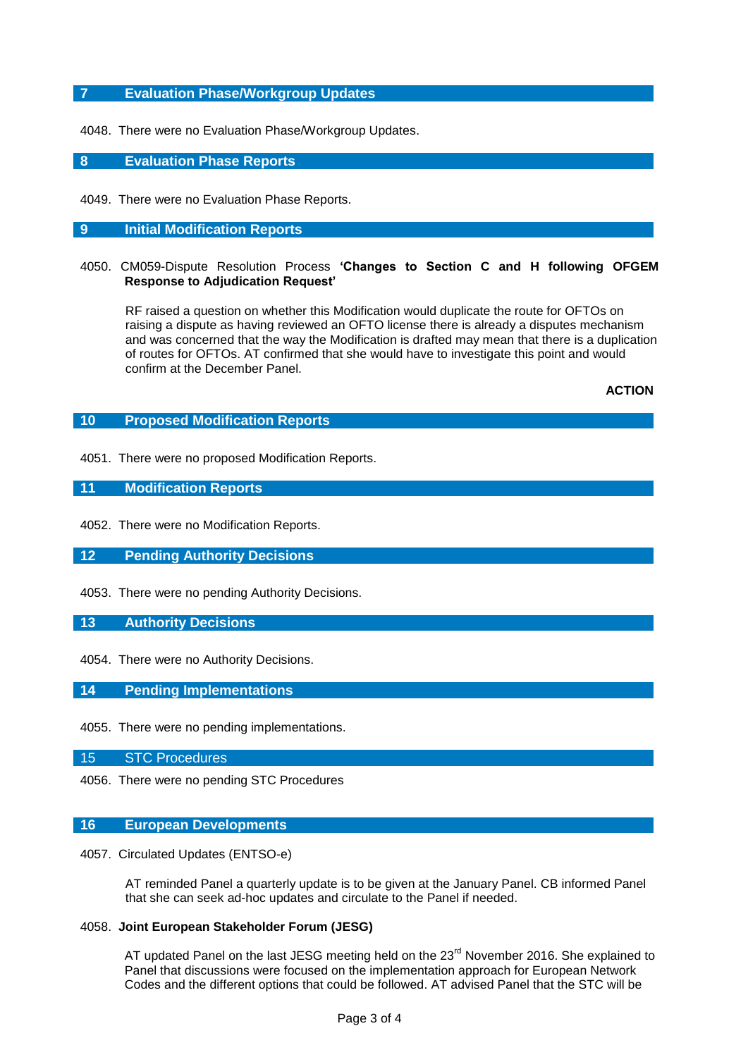## 7 Evaluation Phase/Workgroup Updates

4048. There were no Evaluation Phase/Workgroup Updates.

## 8 Evaluation Phase Reports

4049. There were no Evaluation Phase Reports.

## 9 Initial Modification Reports

4050. CM059-Dispute Resolution Process **'Changes to Section C and H following OFGEM Response to Adjudication Request'**

RF raised a question on whether this Modification would duplicate the route for OFTOs on raising a dispute as having reviewed an OFTO license there is already a disputes mechanism and was concerned that the way the Modification is drafted may mean that there is a duplication of routes for OFTOs. AT confirmed that she would have to investigate this point and would confirm at the December Panel.

**ACTION**

## 10 Proposed Modification Reports

4051. There were no proposed Modification Reports.

## 11 Modification Reports

4052. There were no Modification Reports.

## 12 Pending Authority Decisions

4053. There were no pending Authority Decisions.

## 13 Authority Decisions

4054. There were no Authority Decisions.

## 14 Pending Implementations

4055. There were no pending implementations.

## 15 STC Procedures

4056. There were no pending STC Procedures

## 16 European Developments

4057. Circulated Updates (ENTSO-e)

AT reminded Panel a quarterly update is to be given at the January Panel. CB informed Panel that she can seek ad-hoc updates and circulate to the Panel if needed.

4058. **Joint European Stakeholder Forum (JESG)**

AT updated Panel on the last JESG meeting held on the 23rd November 2016. She explained to Panel that discussions were focused on the implementation approach for European Network Codes and the different options that could be followed. AT advised Panel that the STC will be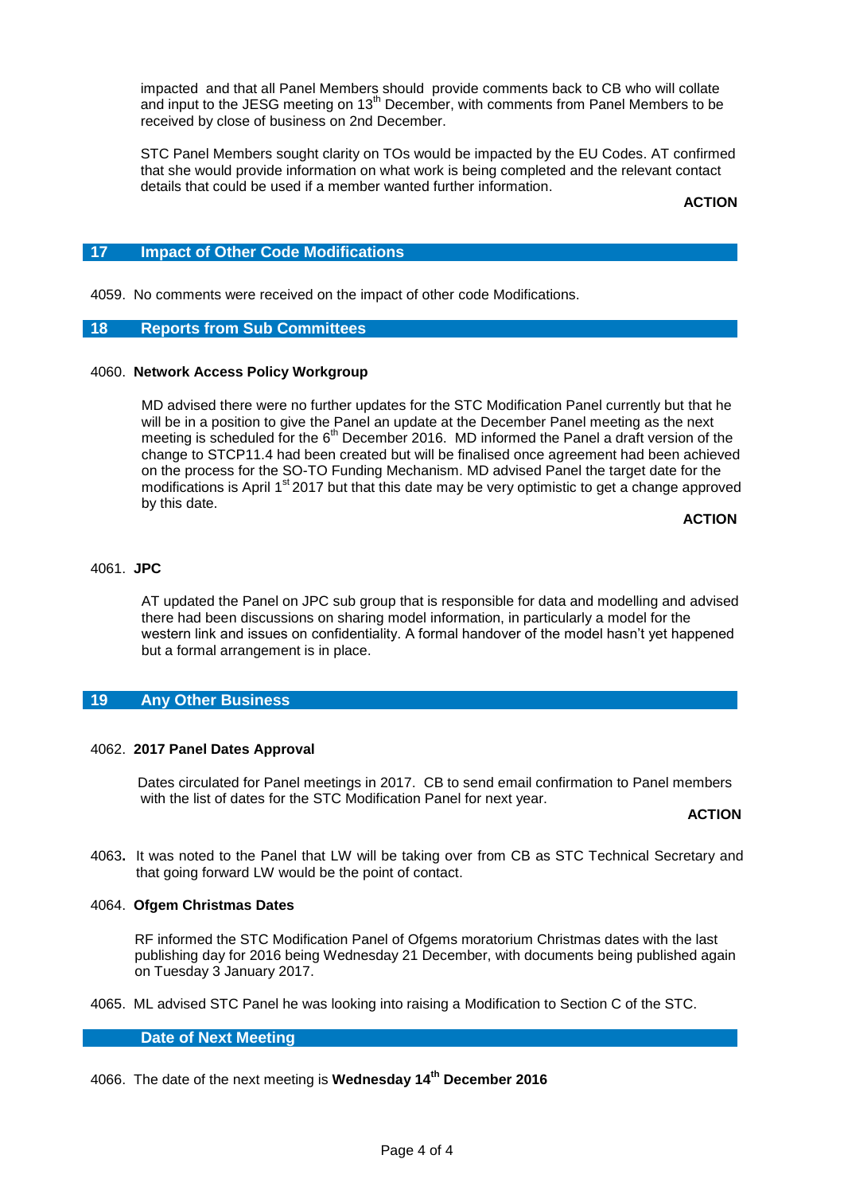impacted and that all Panel Members should provide comments back to CB who will collate and input to the JESG meeting on 13th December, with comments from Panel Members to be received by close of business on 2nd December.

STC Panel Members sought clarity on TOs would be impacted by the EU Codes. AT confirmed that she would provide information on what work is being completed and the relevant contact details that could be used if a member wanted further information.

**ACTION**

## 17 Impact of Other Code Modifications

4059. No comments were received on the impact of other code Modifications.

## 18 Reports from Sub Committees

4060. **Network Access Policy Workgroup**

MD advised there were no further updates for the STC Modification Panel currently but that he will be in a position to give the Panel an update at the December Panel meeting as the next meeting is scheduled for the 6th December 2016. MD informed the Panel a draft version of the change to STCP11.4 had been created but will be finalised once agreement had been achieved on the process for the SO-TO Funding Mechanism. MD advised Panel the target date for the modifications is April 1st 2017 but that this date may be very optimistic to get a change approved by this date.

**ACTION**

4061. **JPC**

AT updated the Panel on JPC sub group that is responsible for data and modelling and advised there had been discussions on sharing model information, in particularly a model for the western link and issues on confidentiality. A formal handover of the model hasn't yet happened but a formal arrangement is in place.

## 19 Any Other Business

4062. **2017 Panel Dates Approval**

Dates circulated for Panel meetings in 2017. CB to send email confirmation to Panel members with the list of dates for the STC Modification Panel for next year.

**ACTION**

4063**.** It was noted to the Panel that LW will be taking over from CB as STC Technical Secretary and that going forward LW would be the point of contact.

4064. **Ofgem Christmas Dates**

RF informed the STC Modification Panel of Ofgems moratorium Christmas dates with the last publishing day for 2016 being Wednesday 21 December, with documents being published again on Tuesday 3 January 2017.

4065. ML advised STC Panel he was looking into raising a Modification to Section C of the STC.

## Date of Next Meeting

4066. The date of the next meeting is **Wednesday 14th December 2016**